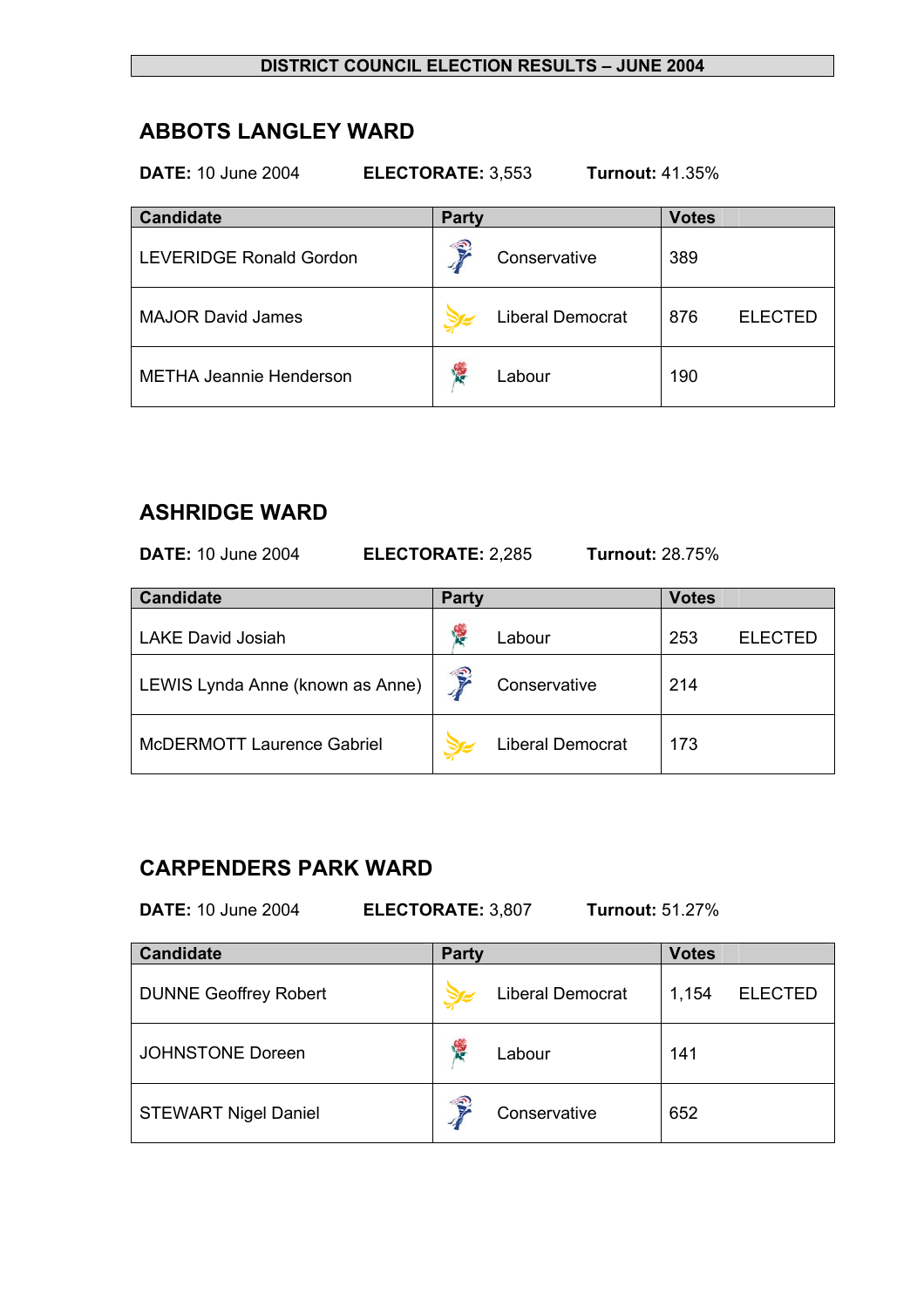**DISTRICT COUNCIL ELECTION RESULTS – JUNE 2004**

## ABBOTS LANGLEY WARD

**DATE:** 10 June 2004 **ELECTORATE:** 3,553 **Turnout:** 41.35%

| Candidate | Party | Votes | |
|---|---|---|---|
| LEVERIDGE Ronald Gordon | Conservative | 389 | |
| MAJOR David James | Liberal Democrat | 876 | ELECTED |
| METHA Jeannie Henderson | Labour | 190 | |

## ASHRIDGE WARD

**DATE:** 10 June 2004 **ELECTORATE:** 2,285 **Turnout:** 28.75%

| Candidate | Party | Votes | |
|---|---|---|---|
| LAKE David Josiah | Labour | 253 | ELECTED |
| LEWIS Lynda Anne (known as Anne) | Conservative | 214 | |
| McDERMOTT Laurence Gabriel | Liberal Democrat | 173 | |

## CARPENDERS PARK WARD

**DATE:** 10 June 2004 **ELECTORATE:** 3,807 **Turnout:** 51.27%

| Candidate | Party | Votes | |
|---|---|---|---|
| DUNNE Geoffrey Robert | Liberal Democrat | 1,154 | ELECTED |
| JOHNSTONE Doreen | Labour | 141 | |
| STEWART Nigel Daniel | Conservative | 652 | |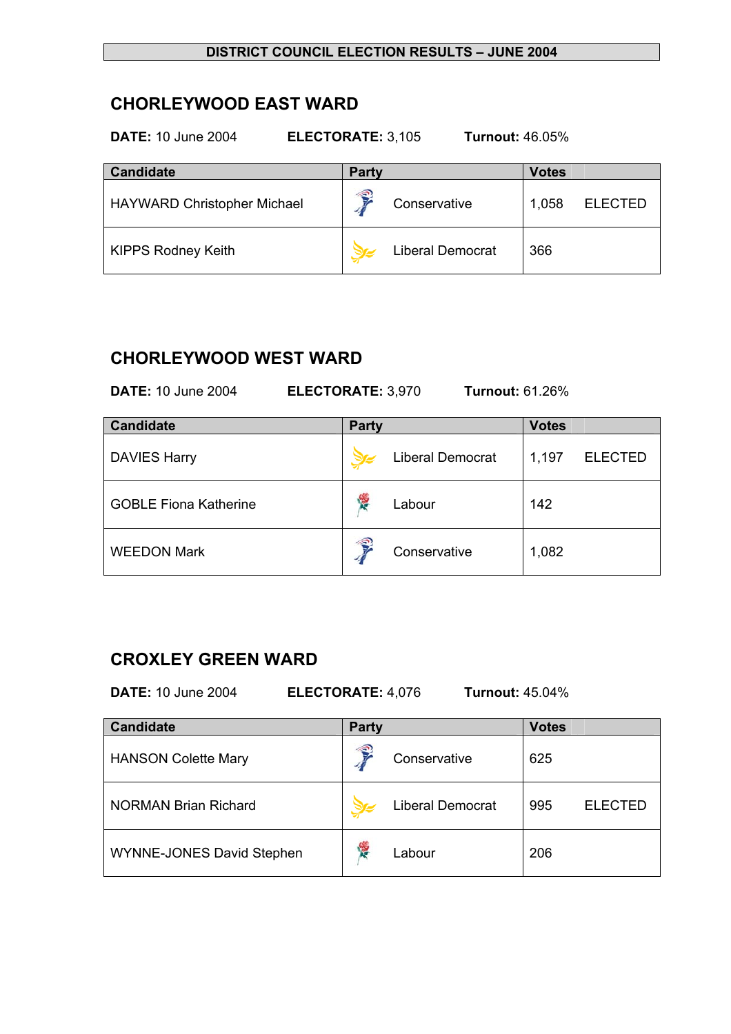**DISTRICT COUNCIL ELECTION RESULTS – JUNE 2004**

## CHORLEYWOOD EAST WARD

**DATE:** 10 June 2004 **ELECTORATE:** 3,105 **Turnout:** 46.05%

| Candidate | Party | Votes | |
|---|---|---|---|
| HAYWARD Christopher Michael | Conservative | 1,058 | ELECTED |
| KIPPS Rodney Keith | Liberal Democrat | 366 | |

## CHORLEYWOOD WEST WARD

**DATE:** 10 June 2004 **ELECTORATE:** 3,970 **Turnout:** 61.26%

| Candidate | Party | Votes | |
|---|---|---|---|
| DAVIES Harry | Liberal Democrat | 1,197 | ELECTED |
| GOBLE Fiona Katherine | Labour | 142 | |
| WEEDON Mark | Conservative | 1,082 | |

## CROXLEY GREEN WARD

**DATE:** 10 June 2004 **ELECTORATE:** 4,076 **Turnout:** 45.04%

| Candidate | Party | Votes | |
|---|---|---|---|
| HANSON Colette Mary | Conservative | 625 | |
| NORMAN Brian Richard | Liberal Democrat | 995 | ELECTED |
| WYNNE-JONES David Stephen | Labour | 206 | |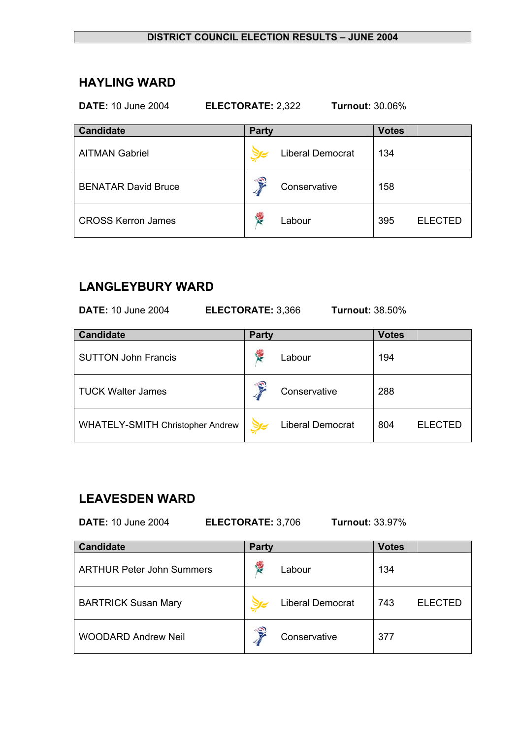**DISTRICT COUNCIL ELECTION RESULTS – JUNE 2004**

## HAYLING WARD

**DATE:** 10 June 2004 **ELECTORATE:** 2,322 **Turnout:** 30.06%

| Candidate | Party | Votes | |
|---|---|---|---|
| AITMAN Gabriel | Liberal Democrat | 134 | |
| BENATAR David Bruce | Conservative | 158 | |
| CROSS Kerron James | Labour | 395 | ELECTED |

## LANGLEYBURY WARD

**DATE:** 10 June 2004 **ELECTORATE:** 3,366 **Turnout:** 38.50%

| Candidate | Party | Votes | |
|---|---|---|---|
| SUTTON John Francis | Labour | 194 | |
| TUCK Walter James | Conservative | 288 | |
| WHATELY-SMITH Christopher Andrew | Liberal Democrat | 804 | ELECTED |

## LEAVESDEN WARD

**DATE:** 10 June 2004 **ELECTORATE:** 3,706 **Turnout:** 33.97%

| Candidate | Party | Votes | |
|---|---|---|---|
| ARTHUR Peter John Summers | Labour | 134 | |
| BARTRICK Susan Mary | Liberal Democrat | 743 | ELECTED |
| WOODARD Andrew Neil | Conservative | 377 | |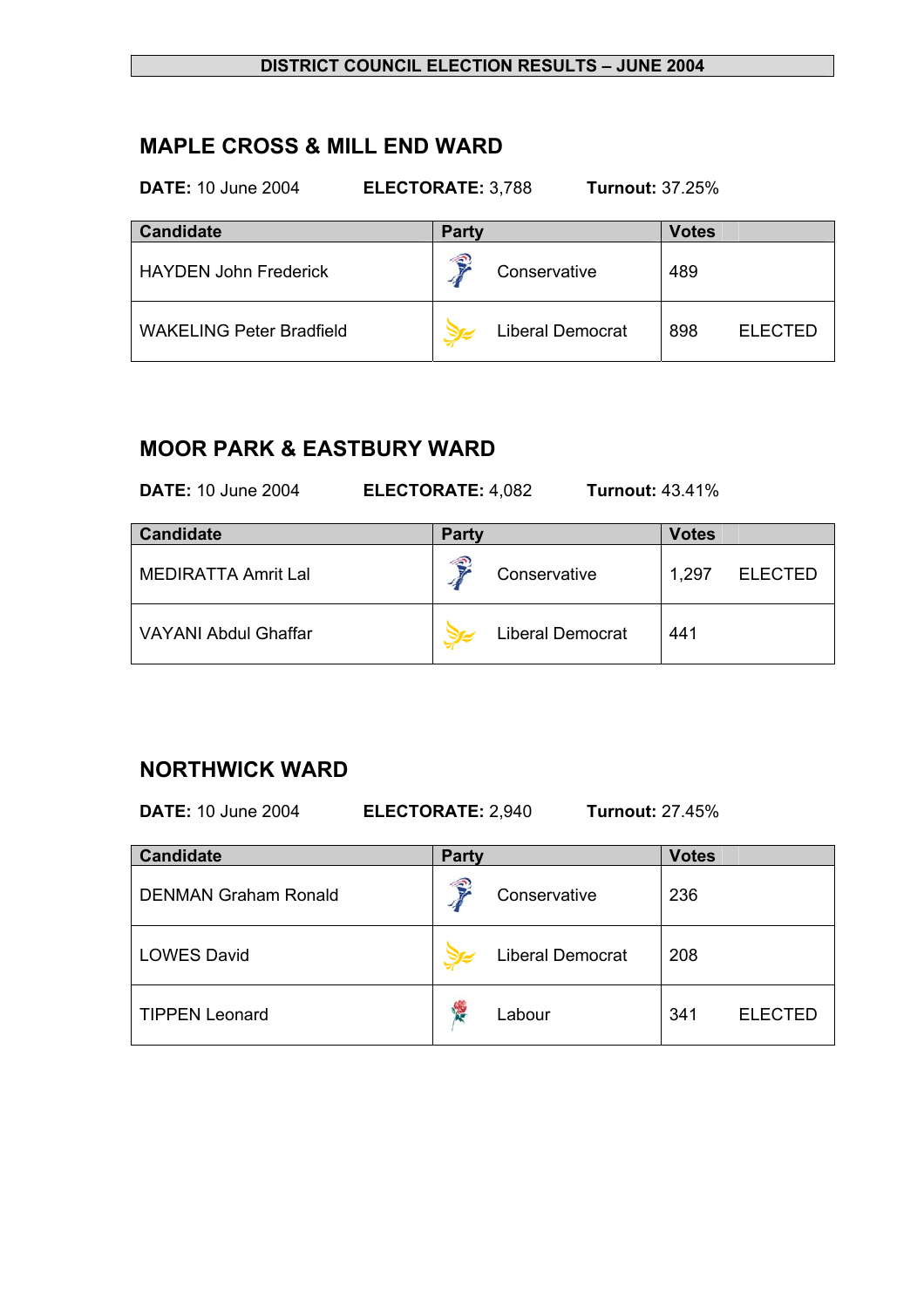# DISTRICT COUNCIL ELECTION RESULTS – JUNE 2004

## MAPLE CROSS & MILL END WARD

**DATE:** 10 June 2004 **ELECTORATE:** 3,788 **Turnout:** 37.25%

| Candidate | Party | Votes | |
|---|---|---|---|
| HAYDEN John Frederick | Conservative | 489 | |
| WAKELING Peter Bradfield | Liberal Democrat | 898 | ELECTED |

## MOOR PARK & EASTBURY WARD

**DATE:** 10 June 2004 **ELECTORATE:** 4,082 **Turnout:** 43.41%

| Candidate | Party | Votes | |
|---|---|---|---|
| MEDIRATTA Amrit Lal | Conservative | 1,297 | ELECTED |
| VAYANI Abdul Ghaffar | Liberal Democrat | 441 | |

## NORTHWICK WARD

**DATE:** 10 June 2004 **ELECTORATE:** 2,940 **Turnout:** 27.45%

| Candidate | Party | Votes | |
|---|---|---|---|
| DENMAN Graham Ronald | Conservative | 236 | |
| LOWES David | Liberal Democrat | 208 | |
| TIPPEN Leonard | Labour | 341 | ELECTED |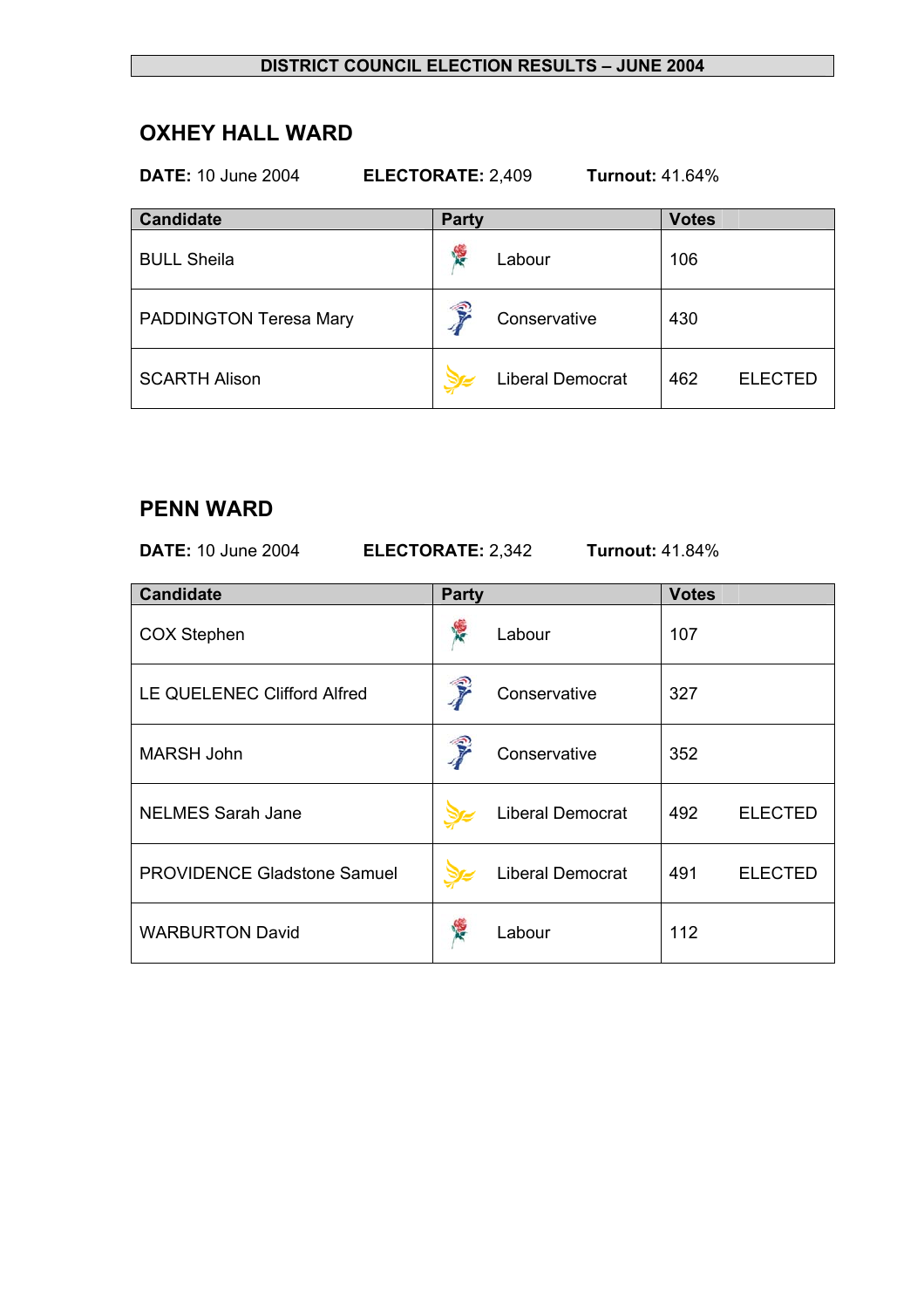**DISTRICT COUNCIL ELECTION RESULTS – JUNE 2004**

## OXHEY HALL WARD

**DATE:** 10 June 2004 **ELECTORATE:** 2,409 **Turnout:** 41.64%

| Candidate | Party | Votes | |
|---|---|---|---|
| BULL Sheila | Labour | 106 | |
| PADDINGTON Teresa Mary | Conservative | 430 | |
| SCARTH Alison | Liberal Democrat | 462 | ELECTED |

## PENN WARD

**DATE:** 10 June 2004 **ELECTORATE:** 2,342 **Turnout:** 41.84%

| Candidate | Party | Votes | |
|---|---|---|---|
| COX Stephen | Labour | 107 | |
| LE QUELENEC Clifford Alfred | Conservative | 327 | |
| MARSH John | Conservative | 352 | |
| NELMES Sarah Jane | Liberal Democrat | 492 | ELECTED |
| PROVIDENCE Gladstone Samuel | Liberal Democrat | 491 | ELECTED |
| WARBURTON David | Labour | 112 | |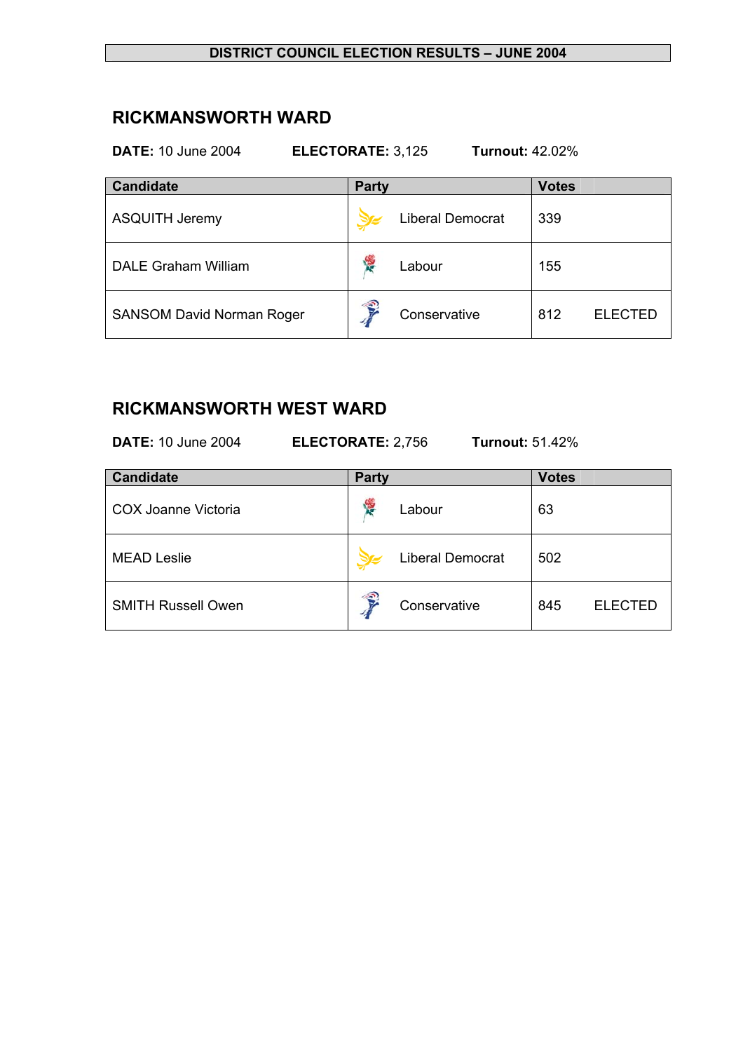**DISTRICT COUNCIL ELECTION RESULTS – JUNE 2004**

## RICKMANSWORTH WARD

**DATE:** 10 June 2004 **ELECTORATE:** 3,125 **Turnout:** 42.02%

| Candidate | Party | Votes | |
|---|---|---|---|
| ASQUITH Jeremy | Liberal Democrat | 339 | |
| DALE Graham William | Labour | 155 | |
| SANSOM David Norman Roger | Conservative | 812 | ELECTED |

## RICKMANSWORTH WEST WARD

**DATE:** 10 June 2004 **ELECTORATE:** 2,756 **Turnout:** 51.42%

| Candidate | Party | Votes | |
|---|---|---|---|
| COX Joanne Victoria | Labour | 63 | |
| MEAD Leslie | Liberal Democrat | 502 | |
| SMITH Russell Owen | Conservative | 845 | ELECTED |